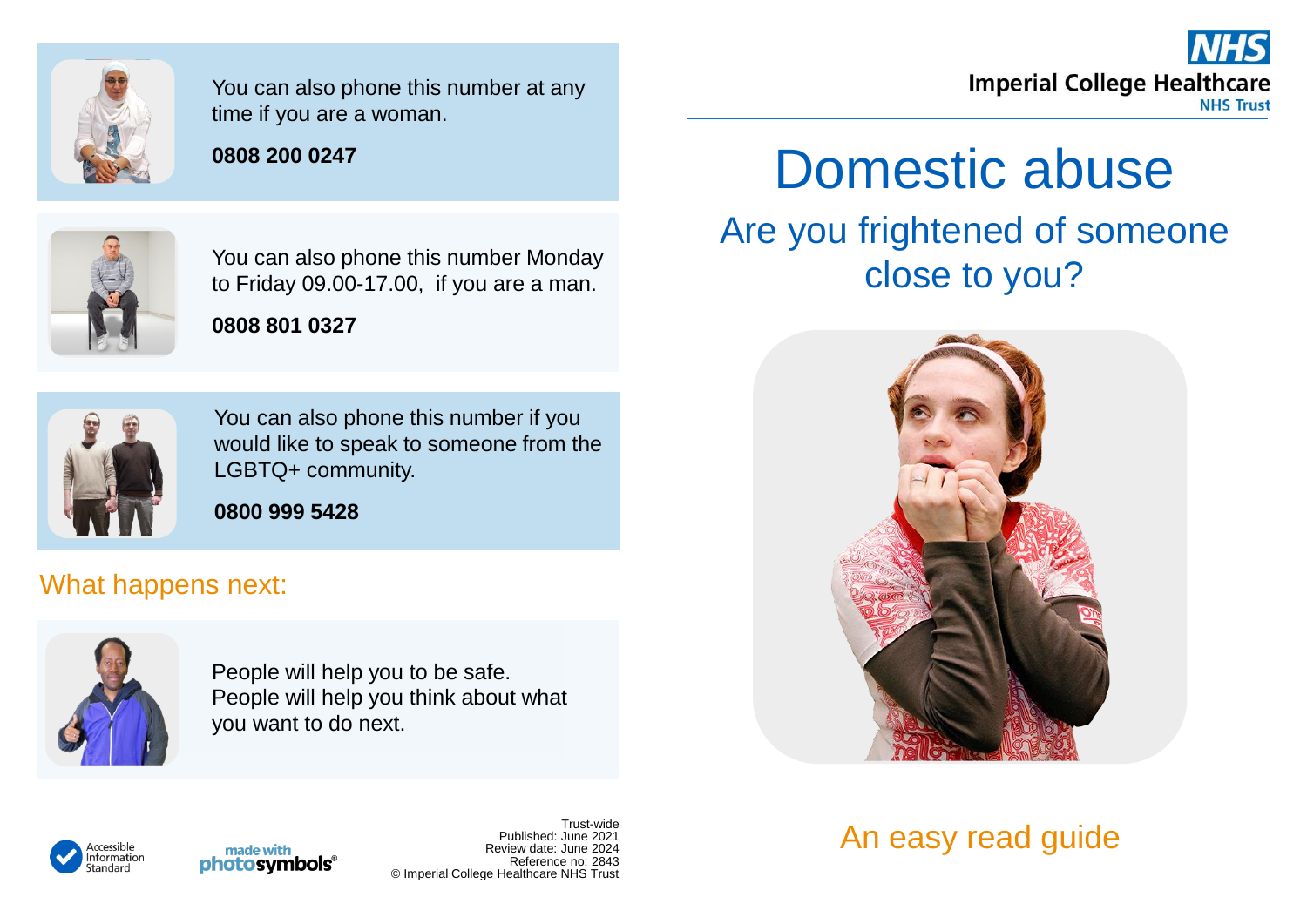Imperial College Healthcare NHS Trust

# Domestic abuse

## Are you frightened of someone close to you?

An easy read guide

---

You can also phone this number at any time if you are a woman.

**0808 200 0247**

You can also phone this number Monday to Friday 09.00-17.00, if you are a man.

**0808 801 0327**

You can also phone this number if you would like to speak to someone from the LGBTQ+ community.

**0800 999 5428**

## What happens next:

People will help you to be safe.
People will help you think about what you want to do next.

Accessible Information Standard

made with photosymbols®

Trust-wide
Published: June 2021
Review date: June 2024
Reference no: 2843
© Imperial College Healthcare NHS Trust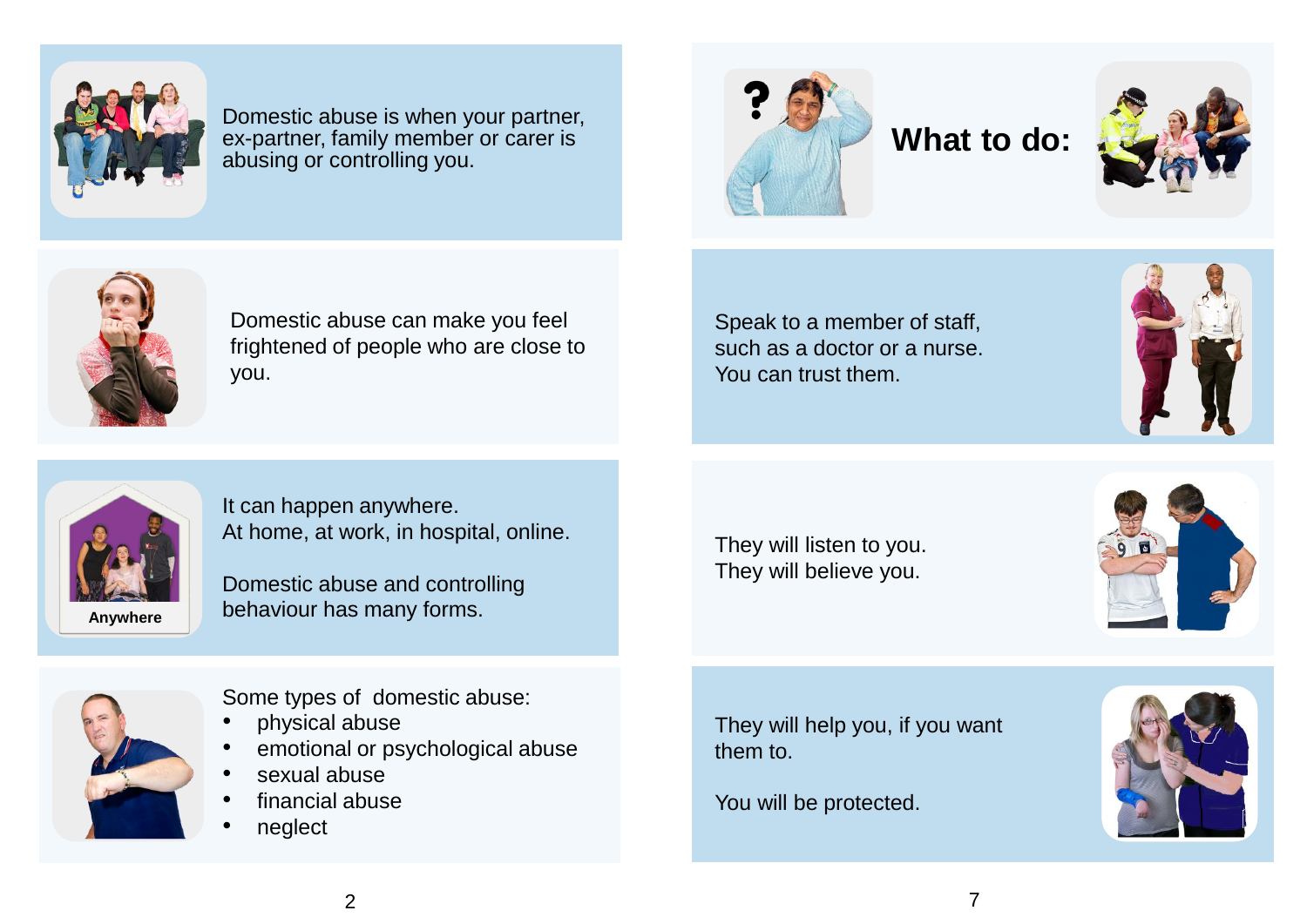Domestic abuse is when your partner, ex-partner, family member or carer is abusing or controlling you.

Domestic abuse can make you feel frightened of people who are close to you.

Anywhere

It can happen anywhere.
At home, at work, in hospital, online.

Domestic abuse and controlling behaviour has many forms.

Some types of domestic abuse:

- physical abuse
- emotional or psychological abuse
- sexual abuse
- financial abuse
- neglect

## What to do:

Speak to a member of staff, such as a doctor or a nurse.
You can trust them.

They will listen to you.
They will believe you.

They will help you, if you want them to.

You will be protected.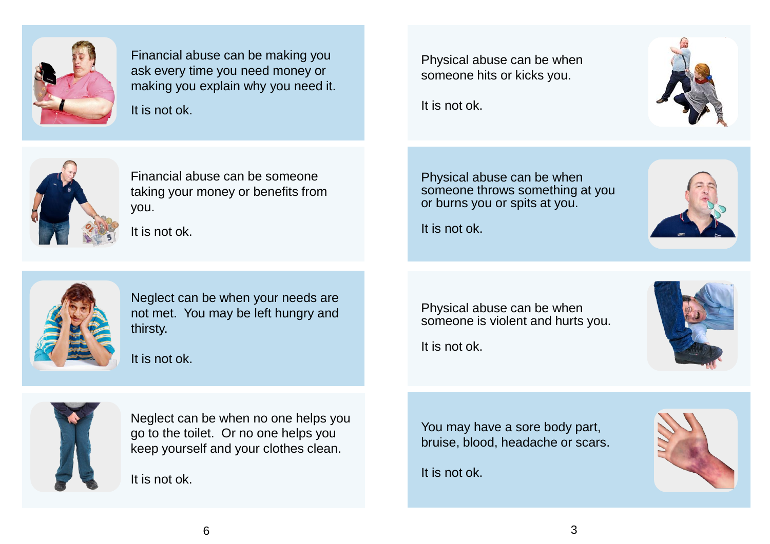Financial abuse can be making you ask every time you need money or making you explain why you need it.

It is not ok.

Financial abuse can be someone taking your money or benefits from you.

It is not ok.

Neglect can be when your needs are not met. You may be left hungry and thirsty.

It is not ok.

Neglect can be when no one helps you go to the toilet. Or no one helps you keep yourself and your clothes clean.

It is not ok.

Physical abuse can be when someone hits or kicks you.

It is not ok.

Physical abuse can be when someone throws something at you or burns you or spits at you.

It is not ok.

Physical abuse can be when someone is violent and hurts you.

It is not ok.

You may have a sore body part, bruise, blood, headache or scars.

It is not ok.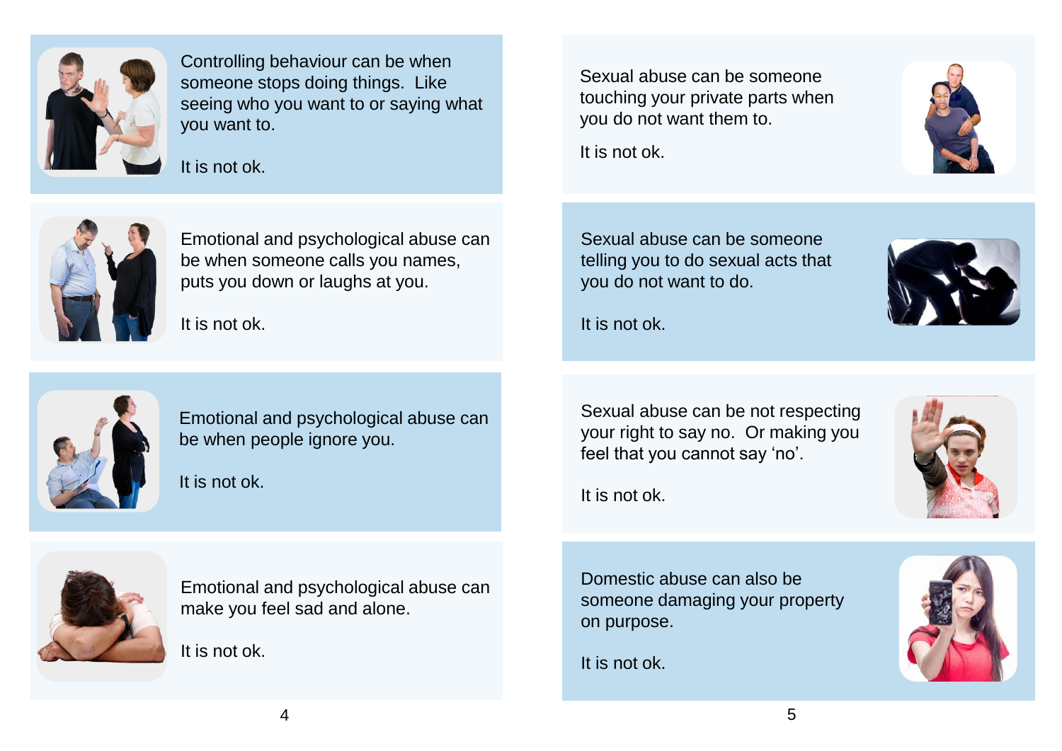Controlling behaviour can be when someone stops doing things. Like seeing who you want to or saying what you want to.

It is not ok.

Emotional and psychological abuse can be when someone calls you names, puts you down or laughs at you.

It is not ok.

Emotional and psychological abuse can be when people ignore you.

It is not ok.

Emotional and psychological abuse can make you feel sad and alone.

It is not ok.

Sexual abuse can be someone touching your private parts when you do not want them to.

It is not ok.

Sexual abuse can be someone telling you to do sexual acts that you do not want to do.

It is not ok.

Sexual abuse can be not respecting your right to say no. Or making you feel that you cannot say 'no'.

It is not ok.

Domestic abuse can also be someone damaging your property on purpose.

It is not ok.